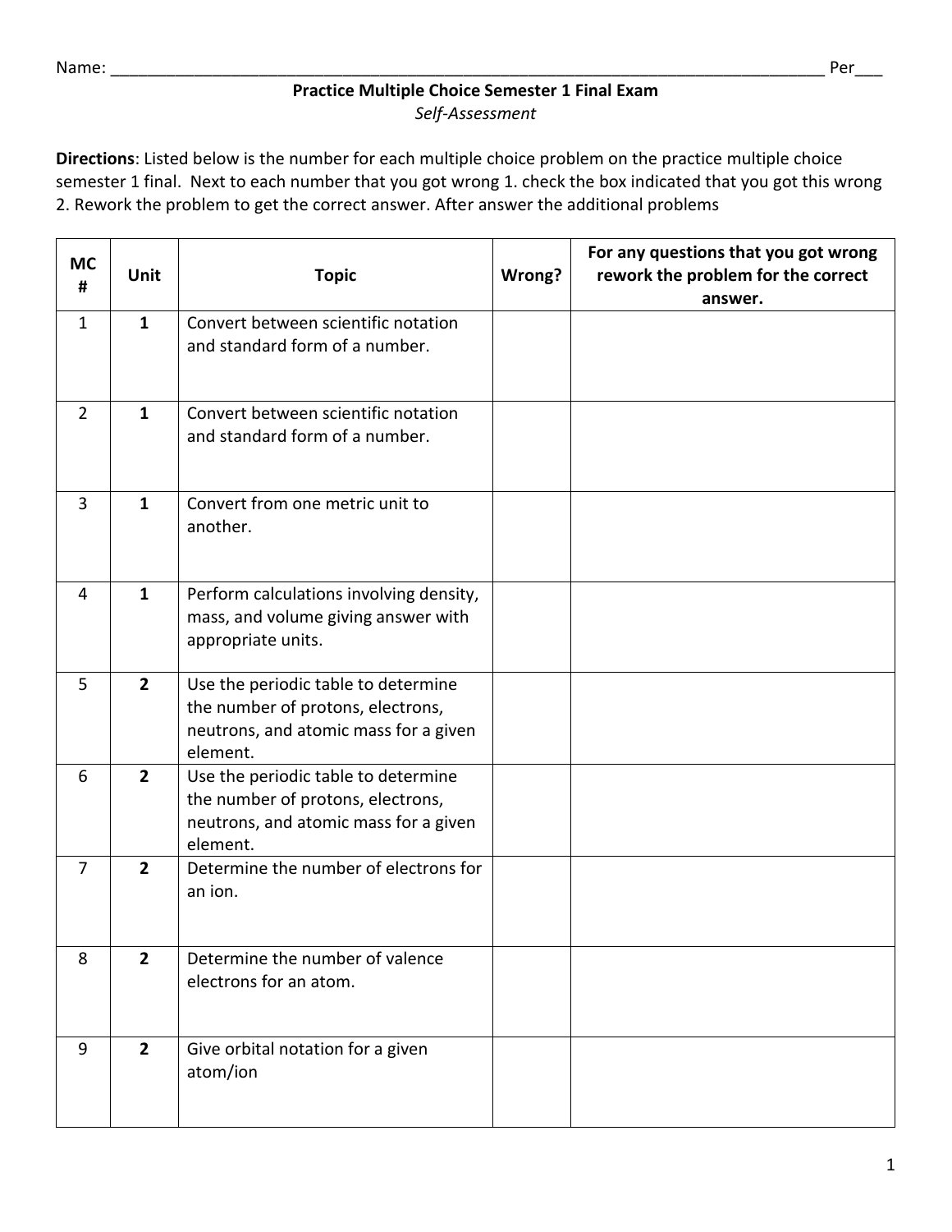Name: ________________________________________________________________________________ Per___

**Practice Multiple Choice Semester 1 Final Exam**

*Self-Assessment*

**Directions**: Listed below is the number for each multiple choice problem on the practice multiple choice semester 1 final. Next to each number that you got wrong 1. check the box indicated that you got this wrong 2. Rework the problem to get the correct answer. After answer the additional problems

| MC # | Unit | Topic | Wrong? | For any questions that you got wrong rework the problem for the correct answer. |
|---|---|---|---|---|
| 1 | **1** | Convert between scientific notation and standard form of a number. | | |
| 2 | **1** | Convert between scientific notation and standard form of a number. | | |
| 3 | **1** | Convert from one metric unit to another. | | |
| 4 | **1** | Perform calculations involving density, mass, and volume giving answer with appropriate units. | | |
| 5 | **2** | Use the periodic table to determine the number of protons, electrons, neutrons, and atomic mass for a given element. | | |
| 6 | **2** | Use the periodic table to determine the number of protons, electrons, neutrons, and atomic mass for a given element. | | |
| 7 | **2** | Determine the number of electrons for an ion. | | |
| 8 | **2** | Determine the number of valence electrons for an atom. | | |
| 9 | **2** | Give orbital notation for a given atom/ion | | |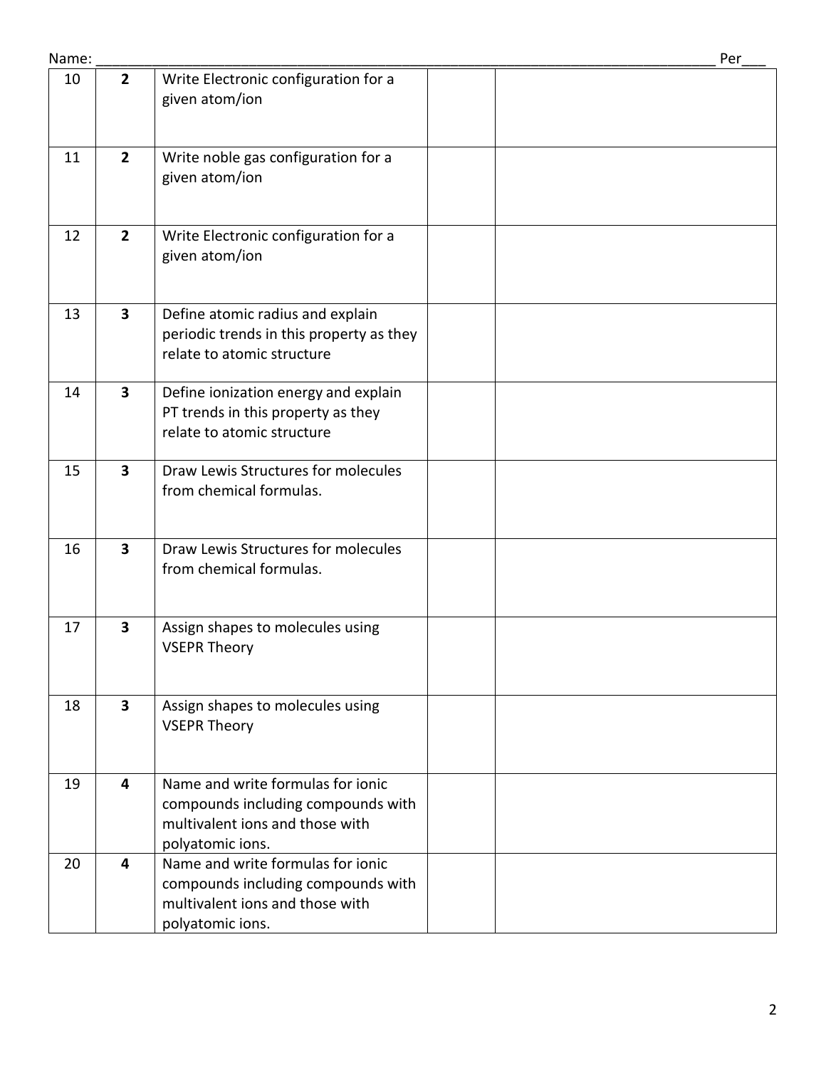Name: ___________________________________________________________________________ Per___

| 10 | **2** | Write Electronic configuration for a given atom/ion | | |
|---|---|---|---|---|
| 11 | **2** | Write noble gas configuration for a given atom/ion | | |
| 12 | **2** | Write Electronic configuration for a given atom/ion | | |
| 13 | **3** | Define atomic radius and explain periodic trends in this property as they relate to atomic structure | | |
| 14 | **3** | Define ionization energy and explain PT trends in this property as they relate to atomic structure | | |
| 15 | **3** | Draw Lewis Structures for molecules from chemical formulas. | | |
| 16 | **3** | Draw Lewis Structures for molecules from chemical formulas. | | |
| 17 | **3** | Assign shapes to molecules using VSEPR Theory | | |
| 18 | **3** | Assign shapes to molecules using VSEPR Theory | | |
| 19 | **4** | Name and write formulas for ionic compounds including compounds with multivalent ions and those with polyatomic ions. | | |
| 20 | **4** | Name and write formulas for ionic compounds including compounds with multivalent ions and those with polyatomic ions. | | |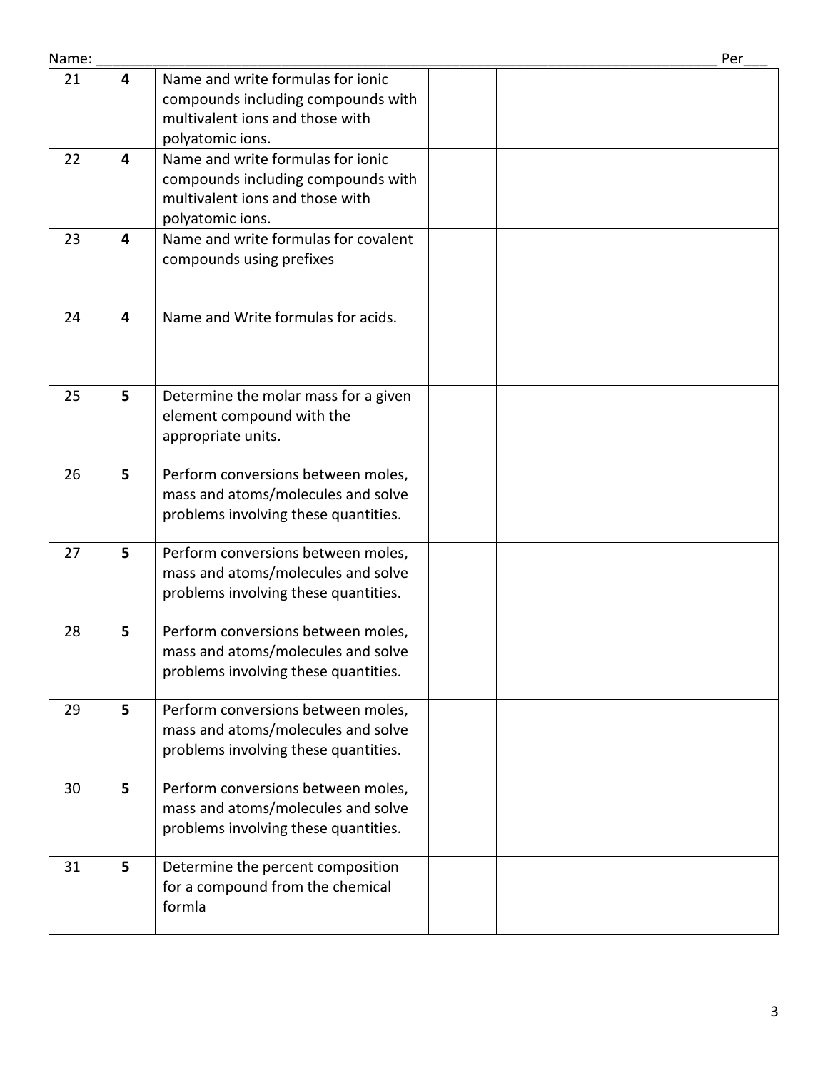Name: ____________________________________________ Per___

| | | | | |
|---|---|---|---|---|
| 21 | **4** | Name and write formulas for ionic compounds including compounds with multivalent ions and those with polyatomic ions. | | |
| 22 | **4** | Name and write formulas for ionic compounds including compounds with multivalent ions and those with polyatomic ions. | | |
| 23 | **4** | Name and write formulas for covalent compounds using prefixes | | |
| 24 | **4** | Name and Write formulas for acids. | | |
| 25 | **5** | Determine the molar mass for a given element compound with the appropriate units. | | |
| 26 | **5** | Perform conversions between moles, mass and atoms/molecules and solve problems involving these quantities. | | |
| 27 | **5** | Perform conversions between moles, mass and atoms/molecules and solve problems involving these quantities. | | |
| 28 | **5** | Perform conversions between moles, mass and atoms/molecules and solve problems involving these quantities. | | |
| 29 | **5** | Perform conversions between moles, mass and atoms/molecules and solve problems involving these quantities. | | |
| 30 | **5** | Perform conversions between moles, mass and atoms/molecules and solve problems involving these quantities. | | |
| 31 | **5** | Determine the percent composition for a compound from the chemical formla | | |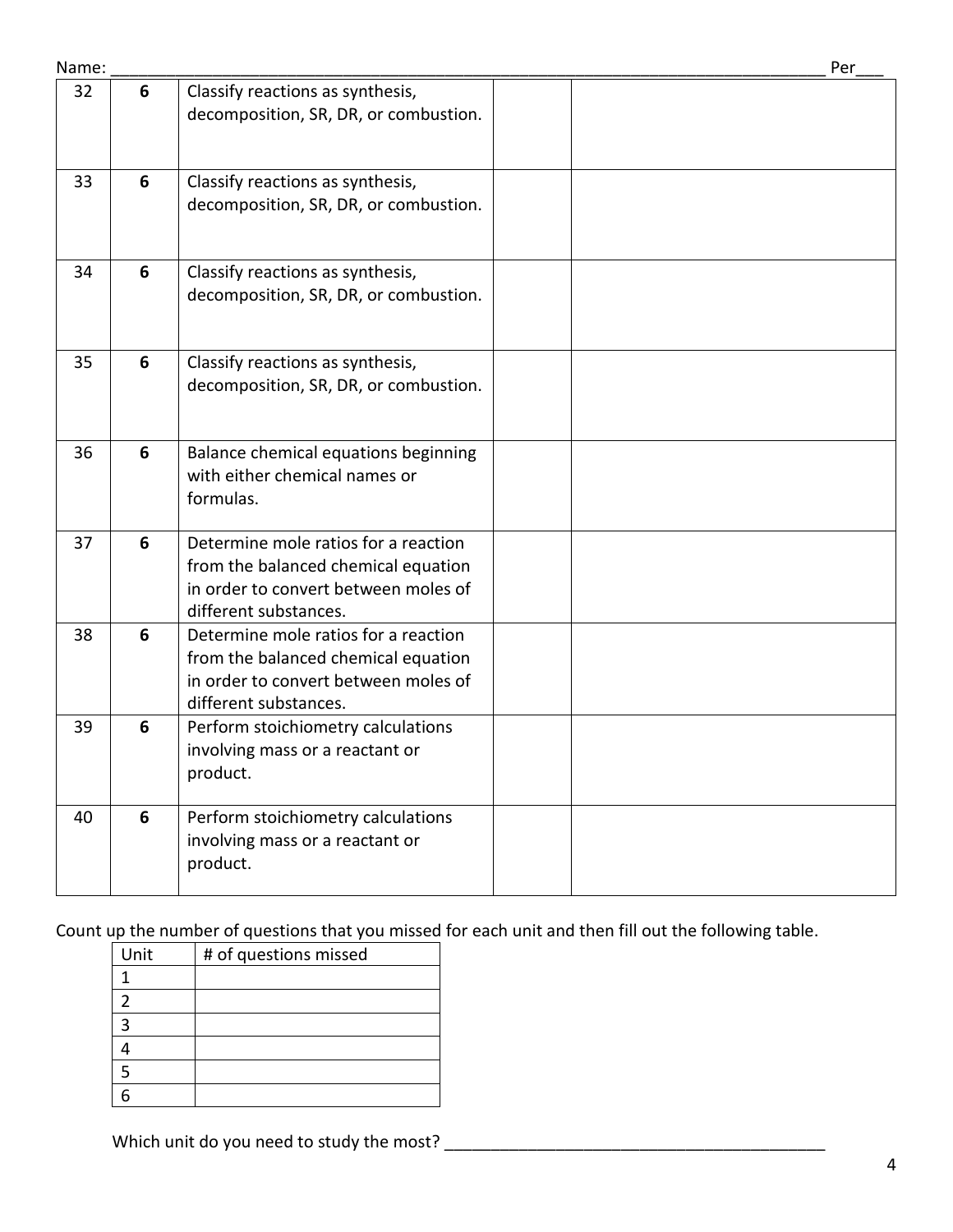Name: ______________________________________________________________________________ Per___

| | | | | |
|---|---|---|---|---|
| 32 | **6** | Classify reactions as synthesis, decomposition, SR, DR, or combustion. | | |
| 33 | **6** | Classify reactions as synthesis, decomposition, SR, DR, or combustion. | | |
| 34 | **6** | Classify reactions as synthesis, decomposition, SR, DR, or combustion. | | |
| 35 | **6** | Classify reactions as synthesis, decomposition, SR, DR, or combustion. | | |
| 36 | **6** | Balance chemical equations beginning with either chemical names or formulas. | | |
| 37 | **6** | Determine mole ratios for a reaction from the balanced chemical equation in order to convert between moles of different substances. | | |
| 38 | **6** | Determine mole ratios for a reaction from the balanced chemical equation in order to convert between moles of different substances. | | |
| 39 | **6** | Perform stoichiometry calculations involving mass or a reactant or product. | | |
| 40 | **6** | Perform stoichiometry calculations involving mass or a reactant or product. | | |

Count up the number of questions that you missed for each unit and then fill out the following table.

| Unit | # of questions missed |
|---|---|
| 1 | |
| 2 | |
| 3 | |
| 4 | |
| 5 | |
| 6 | |

Which unit do you need to study the most? __________________________________________